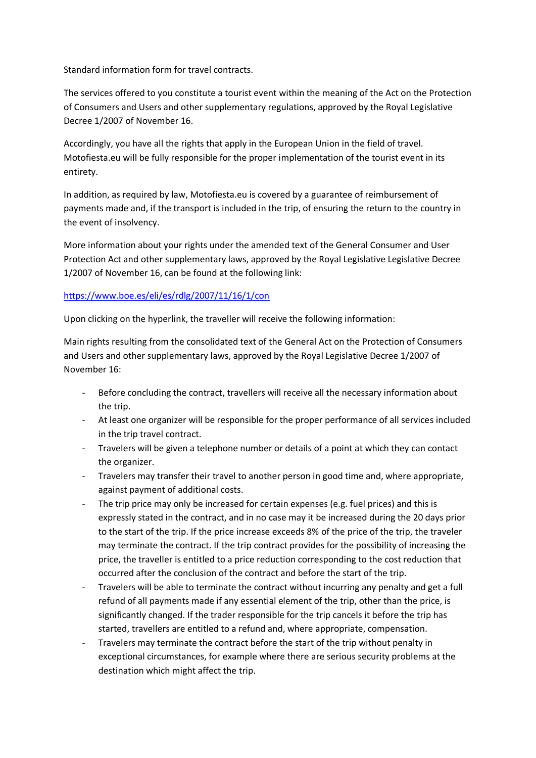Standard information form for travel contracts.

The services offered to you constitute a tourist event within the meaning of the Act on the Protection of Consumers and Users and other supplementary regulations, approved by the Royal Legislative Decree 1/2007 of November 16.

Accordingly, you have all the rights that apply in the European Union in the field of travel. Motofiesta.eu will be fully responsible for the proper implementation of the tourist event in its entirety.

In addition, as required by law, Motofiesta.eu is covered by a guarantee of reimbursement of payments made and, if the transport is included in the trip, of ensuring the return to the country in the event of insolvency.

More information about your rights under the amended text of the General Consumer and User Protection Act and other supplementary laws, approved by the Royal Legislative Legislative Decree 1/2007 of November 16, can be found at the following link:

[https://www.boe.es/eli/es/rdlg/2007/11/16/1/con](https://www.boe.es/eli/es/rdlg/2007/11/16/1/con)

Upon clicking on the hyperlink, the traveller will receive the following information:

Main rights resulting from the consolidated text of the General Act on the Protection of Consumers and Users and other supplementary laws, approved by the Royal Legislative Decree 1/2007 of November 16:

- Before concluding the contract, travellers will receive all the necessary information about the trip.
- At least one organizer will be responsible for the proper performance of all services included in the trip travel contract.
- Travelers will be given a telephone number or details of a point at which they can contact the organizer.
- Travelers may transfer their travel to another person in good time and, where appropriate, against payment of additional costs.
- The trip price may only be increased for certain expenses (e.g. fuel prices) and this is expressly stated in the contract, and in no case may it be increased during the 20 days prior to the start of the trip. If the price increase exceeds 8% of the price of the trip, the traveler may terminate the contract. If the trip contract provides for the possibility of increasing the price, the traveller is entitled to a price reduction corresponding to the cost reduction that occurred after the conclusion of the contract and before the start of the trip.
- Travelers will be able to terminate the contract without incurring any penalty and get a full refund of all payments made if any essential element of the trip, other than the price, is significantly changed. If the trader responsible for the trip cancels it before the trip has started, travellers are entitled to a refund and, where appropriate, compensation.
- Travelers may terminate the contract before the start of the trip without penalty in exceptional circumstances, for example where there are serious security problems at the destination which might affect the trip.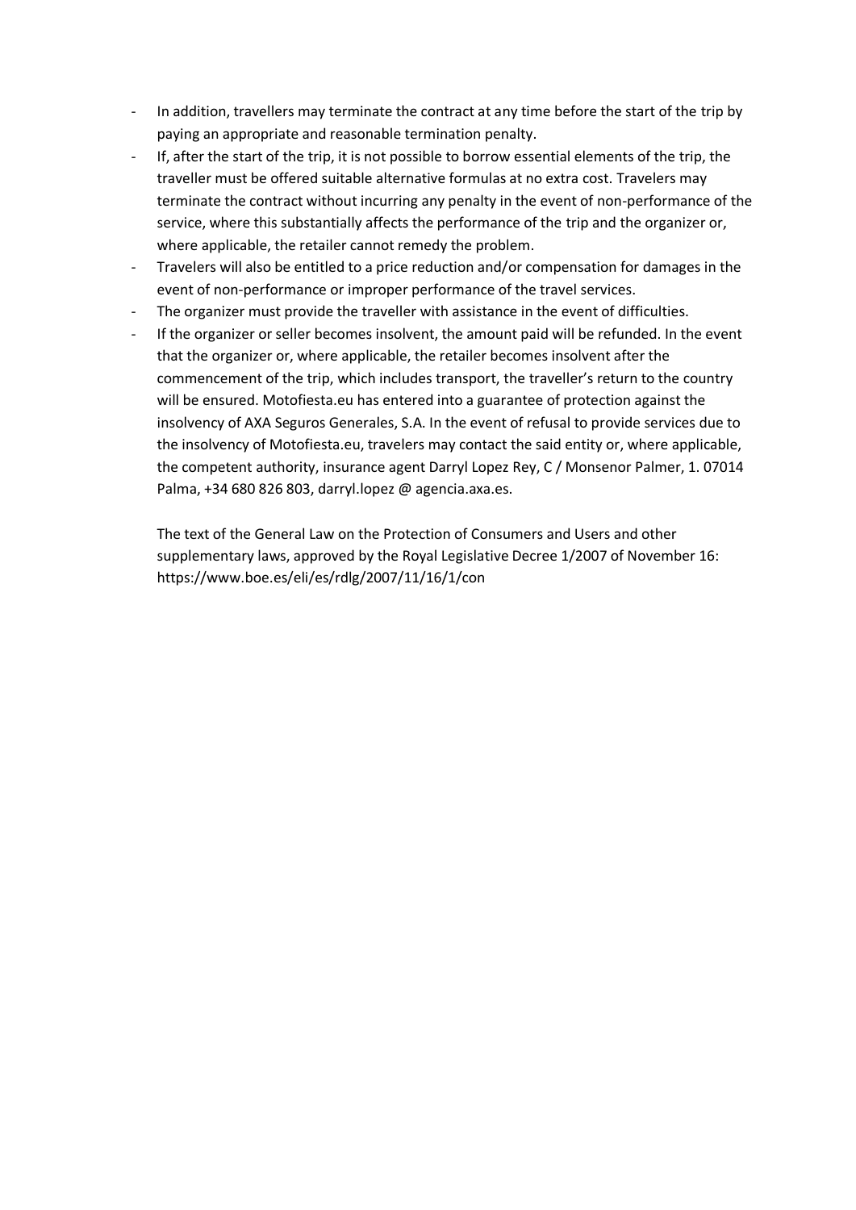- In addition, travellers may terminate the contract at any time before the start of the trip by paying an appropriate and reasonable termination penalty.
- If, after the start of the trip, it is not possible to borrow essential elements of the trip, the traveller must be offered suitable alternative formulas at no extra cost. Travelers may terminate the contract without incurring any penalty in the event of non-performance of the service, where this substantially affects the performance of the trip and the organizer or, where applicable, the retailer cannot remedy the problem.
- Travelers will also be entitled to a price reduction and/or compensation for damages in the event of non-performance or improper performance of the travel services.
- The organizer must provide the traveller with assistance in the event of difficulties.
- If the organizer or seller becomes insolvent, the amount paid will be refunded. In the event that the organizer or, where applicable, the retailer becomes insolvent after the commencement of the trip, which includes transport, the traveller's return to the country will be ensured. Motofiesta.eu has entered into a guarantee of protection against the insolvency of AXA Seguros Generales, S.A. In the event of refusal to provide services due to the insolvency of Motofiesta.eu, travelers may contact the said entity or, where applicable, the competent authority, insurance agent Darryl Lopez Rey, C / Monsenor Palmer, 1. 07014 Palma, +34 680 826 803, darryl.lopez @ agencia.axa.es.

  The text of the General Law on the Protection of Consumers and Users and other supplementary laws, approved by the Royal Legislative Decree 1/2007 of November 16: https://www.boe.es/eli/es/rdlg/2007/11/16/1/con